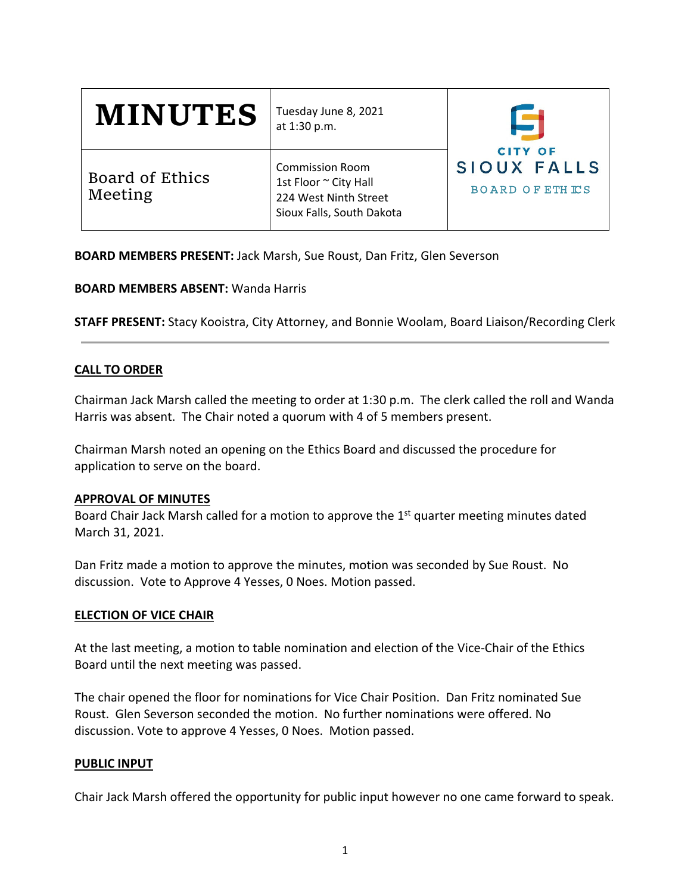| **MINUTES** | Tuesday June 8, 2021 at 1:30 p.m. | CITY OF SIOUX FALLS BOARD OF ETHICS |
|---|---|---|
| Board of Ethics Meeting | Commission Room 1st Floor ~ City Hall 224 West Ninth Street Sioux Falls, South Dakota | |

**BOARD MEMBERS PRESENT:** Jack Marsh, Sue Roust, Dan Fritz, Glen Severson

**BOARD MEMBERS ABSENT:** Wanda Harris

**STAFF PRESENT:** Stacy Kooistra, City Attorney, and Bonnie Woolam, Board Liaison/Recording Clerk

---

## CALL TO ORDER

Chairman Jack Marsh called the meeting to order at 1:30 p.m. The clerk called the roll and Wanda Harris was absent. The Chair noted a quorum with 4 of 5 members present.

Chairman Marsh noted an opening on the Ethics Board and discussed the procedure for application to serve on the board.

## APPROVAL OF MINUTES

Board Chair Jack Marsh called for a motion to approve the 1st quarter meeting minutes dated March 31, 2021.

Dan Fritz made a motion to approve the minutes, motion was seconded by Sue Roust. No discussion. Vote to Approve 4 Yesses, 0 Noes. Motion passed.

## ELECTION OF VICE CHAIR

At the last meeting, a motion to table nomination and election of the Vice-Chair of the Ethics Board until the next meeting was passed.

The chair opened the floor for nominations for Vice Chair Position. Dan Fritz nominated Sue Roust. Glen Severson seconded the motion. No further nominations were offered. No discussion. Vote to approve 4 Yesses, 0 Noes. Motion passed.

## PUBLIC INPUT

Chair Jack Marsh offered the opportunity for public input however no one came forward to speak.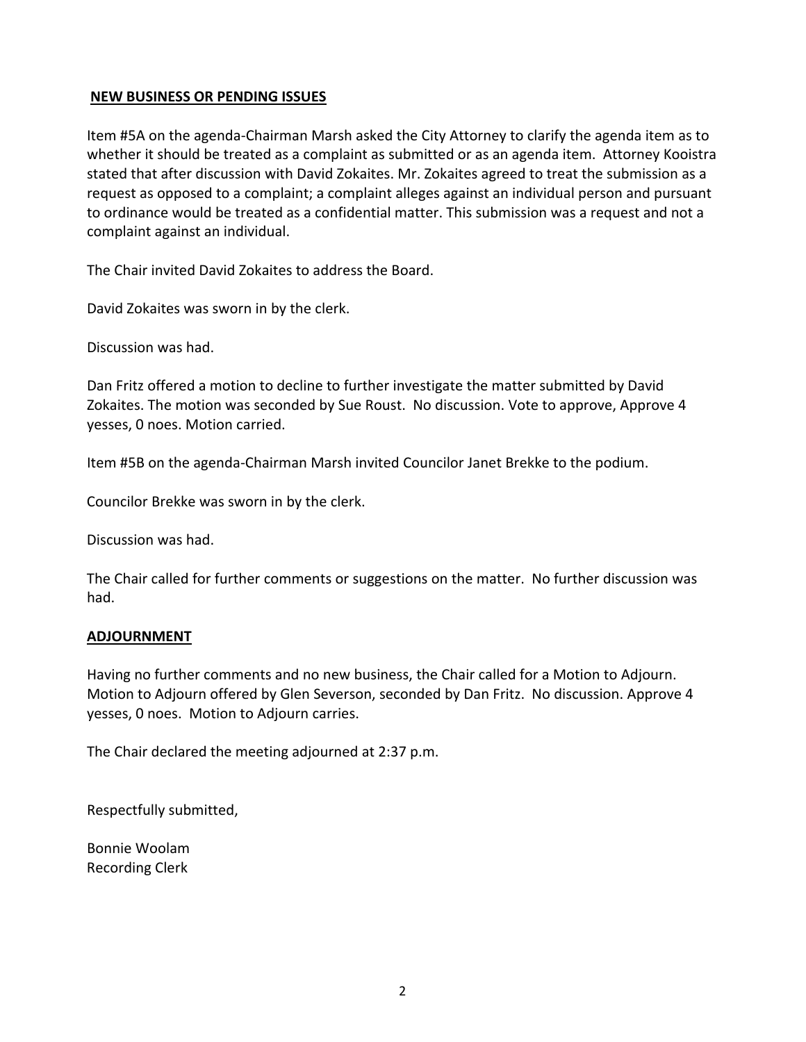## NEW BUSINESS OR PENDING ISSUES

Item #5A on the agenda-Chairman Marsh asked the City Attorney to clarify the agenda item as to whether it should be treated as a complaint as submitted or as an agenda item. Attorney Kooistra stated that after discussion with David Zokaites. Mr. Zokaites agreed to treat the submission as a request as opposed to a complaint; a complaint alleges against an individual person and pursuant to ordinance would be treated as a confidential matter. This submission was a request and not a complaint against an individual.

The Chair invited David Zokaites to address the Board.

David Zokaites was sworn in by the clerk.

Discussion was had.

Dan Fritz offered a motion to decline to further investigate the matter submitted by David Zokaites. The motion was seconded by Sue Roust. No discussion. Vote to approve, Approve 4 yesses, 0 noes. Motion carried.

Item #5B on the agenda-Chairman Marsh invited Councilor Janet Brekke to the podium.

Councilor Brekke was sworn in by the clerk.

Discussion was had.

The Chair called for further comments or suggestions on the matter. No further discussion was had.

## ADJOURNMENT

Having no further comments and no new business, the Chair called for a Motion to Adjourn. Motion to Adjourn offered by Glen Severson, seconded by Dan Fritz. No discussion. Approve 4 yesses, 0 noes. Motion to Adjourn carries.

The Chair declared the meeting adjourned at 2:37 p.m.

Respectfully submitted,

Bonnie Woolam
Recording Clerk